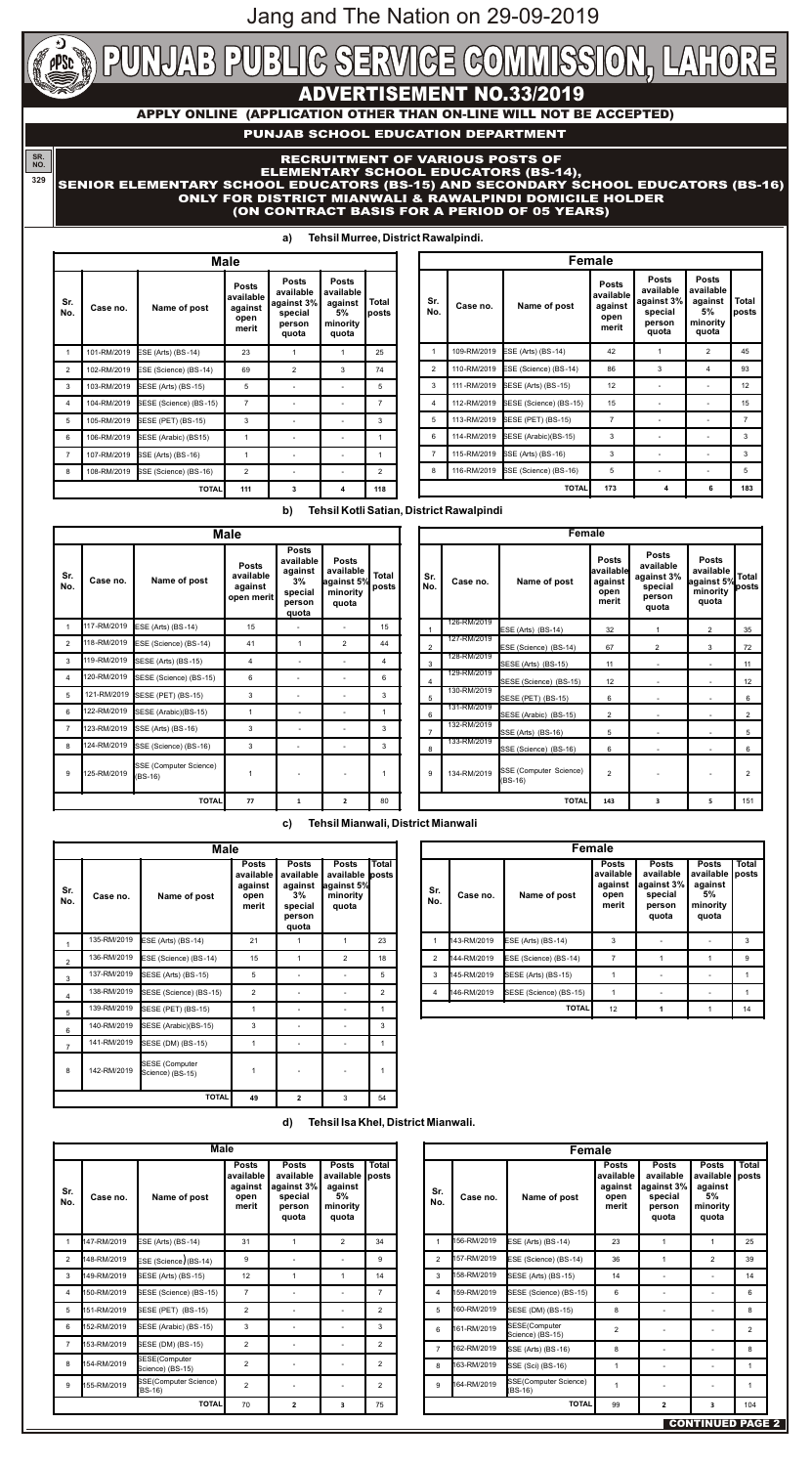Jang and The Nation on 29-09-2019

# PUNJAB PUBLIC SERVICE COMMISSION, LAHORE

## ADVERTISEMENT NO.33/2019

**APPLY ONLINE (APPLICATION OTHER THAN ON-LINE WILL NOT BE ACCEPTED)**

**PUNJAB SCHOOL EDUCATION DEPARTMENT**

SR. NO. 329

**RECRUITMENT OF VARIOUS POSTS OF ELEMENTARY SCHOOL EDUCATORS (BS-14), SENIOR ELEMENTARY SCHOOL EDUCATORS (BS-15) AND SECONDARY SCHOOL EDUCATORS (BS-16) ONLY FOR DISTRICT MIANWALI & RAWALPINDI DOMICILE HOLDER (ON CONTRACT BASIS FOR A PERIOD OF 05 YEARS)**

### a) Tehsil Murree, District Rawalpindi.

**Male**

| Sr. No. | Case no. | Name of post | Posts available against open merit | Posts available against 3% special person quota | Posts available against 5% minority quota | Total posts |
|---|---|---|---|---|---|---|
| 1 | 101-RM/2019 | ESE (Arts) (BS-14) | 23 | 1 | 1 | 25 |
| 2 | 102-RM/2019 | ESE (Science) (BS-14) | 69 | 2 | 3 | 74 |
| 3 | 103-RM/2019 | SESE (Arts) (BS-15) | 5 | - | - | 5 |
| 4 | 104-RM/2019 | SESE (Science) (BS-15) | 7 | - | - | 7 |
| 5 | 105-RM/2019 | SESE (PET) (BS-15) | 3 | - | - | 3 |
| 6 | 106-RM/2019 | SESE (Arabic) (BS15) | 1 | - | - | 1 |
| 7 | 107-RM/2019 | SSE (Arts) (BS-16) | 1 | - | - | 1 |
| 8 | 108-RM/2019 | SSE (Science) (BS-16) | 2 | - | - | 2 |
| | | **TOTAL** | **111** | **3** | **4** | **118** |

**Female**

| Sr. No. | Case no. | Name of post | Posts available against open merit | Posts available against 3% special person quota | Posts available against 5% minority quota | Total posts |
|---|---|---|---|---|---|---|
| 1 | 109-RM/2019 | ESE (Arts) (BS-14) | 42 | 1 | 2 | 45 |
| 2 | 110-RM/2019 | ESE (Science) (BS-14) | 86 | 3 | 4 | 93 |
| 3 | 111-RM/2019 | SESE (Arts) (BS-15) | 12 | - | - | 12 |
| 4 | 112-RM/2019 | SESE (Science) (BS-15) | 15 | - | - | 15 |
| 5 | 113-RM/2019 | SESE (PET) (BS-15) | 7 | - | - | 7 |
| 6 | 114-RM/2019 | SESE (Arabic)(BS-15) | 3 | - | - | 3 |
| 7 | 115-RM/2019 | SSE (Arts) (BS-16) | 3 | - | - | 3 |
| 8 | 116-RM/2019 | SSE (Science) (BS-16) | 5 | - | - | 5 |
| | | **TOTAL** | **173** | **4** | **6** | **183** |

### b) Tehsil Kotli Satian, District Rawalpindi

**Male**

| Sr. No. | Case no. | Name of post | Posts available against open merit | Posts available against 3% special person quota | Posts available against 5% minority quota | Total posts |
|---|---|---|---|---|---|---|
| 1 | 117-RM/2019 | ESE (Arts) (BS-14) | 15 | - | - | 15 |
| 2 | 118-RM/2019 | ESE (Science) (BS-14) | 41 | 1 | 2 | 44 |
| 3 | 119-RM/2019 | SESE (Arts) (BS-15) | 4 | - | - | 4 |
| 4 | 120-RM/2019 | SESE (Science) (BS-15) | 6 | - | - | 6 |
| 5 | 121-RM/2019 | SESE (PET) (BS-15) | 3 | - | - | 3 |
| 6 | 122-RM/2019 | SESE (Arabic)(BS-15) | 1 | - | - | 1 |
| 7 | 123-RM/2019 | SSE (Arts) (BS-16) | 3 | - | - | 3 |
| 8 | 124-RM/2019 | SSE (Science) (BS-16) | 3 | - | - | 3 |
| 9 | 125-RM/2019 | SSE (Computer Science) (BS-16) | 1 | - | - | 1 |
| | | **TOTAL** | **77** | **1** | **2** | **80** |

**Female**

| Sr. No. | Case no. | Name of post | Posts available against open merit | Posts available against 3% special person quota | Posts available against 5% minority quota | Total posts |
|---|---|---|---|---|---|---|
| 1 | 126-RM/2019 | ESE (Arts) (BS-14) | 32 | 1 | 2 | 35 |
| 2 | 127-RM/2019 | ESE (Science) (BS-14) | 67 | 2 | 3 | 72 |
| 3 | 128-RM/2019 | SESE (Arts) (BS-15) | 11 | - | - | 11 |
| 4 | 129-RM/2019 | SESE (Science) (BS-15) | 12 | - | - | 12 |
| 5 | 130-RM/2019 | SESE (PET) (BS-15) | 6 | - | - | 6 |
| 6 | 131-RM/2019 | SESE (Arabic) (BS-15) | 2 | - | - | 2 |
| 7 | 132-RM/2019 | SSE (Arts) (BS-16) | 5 | - | - | 5 |
| 8 | 133-RM/2019 | SSE (Science) (BS-16) | 6 | - | - | 6 |
| 9 | 134-RM/2019 | SSE (Computer Science) (BS-16) | 2 | - | - | 2 |
| | | **TOTAL** | **143** | **3** | **5** | **151** |

### c) Tehsil Mianwali, District Mianwali

**Male**

| Sr. No. | Case no. | Name of post | Posts available against open merit | Posts available against 3% special person quota | Posts available against 5% minority quota | Total posts |
|---|---|---|---|---|---|---|
| 1 | 135-RM/2019 | ESE (Arts) (BS-14) | 21 | 1 | 1 | 23 |
| 2 | 136-RM/2019 | ESE (Science) (BS-14) | 15 | 1 | 2 | 18 |
| 3 | 137-RM/2019 | SESE (Arts) (BS-15) | 5 | - | - | 5 |
| 4 | 138-RM/2019 | SESE (Science) (BS-15) | 2 | - | - | 2 |
| 5 | 139-RM/2019 | SESE (PET) (BS-15) | 1 | - | - | 1 |
| 6 | 140-RM/2019 | SESE (Arabic)(BS-15) | 3 | - | - | 3 |
| 7 | 141-RM/2019 | SESE (DM) (BS-15) | 1 | - | - | 1 |
| 8 | 142-RM/2019 | SESE (Computer Science) (BS-15) | 1 | - | - | 1 |
| | | **TOTAL** | **49** | **2** | **3** | **54** |

**Female**

| Sr. No. | Case no. | Name of post | Posts available against open merit | Posts available against 3% special person quota | Posts available against 5% minority quota | Total posts |
|---|---|---|---|---|---|---|
| 1 | 143-RM/2019 | ESE (Arts) (BS-14) | 3 | - | - | 3 |
| 2 | 144-RM/2019 | ESE (Science) (BS-14) | 7 | 1 | 1 | 9 |
| 3 | 145-RM/2019 | SESE (Arts) (BS-15) | 1 | - | - | 1 |
| 4 | 146-RM/2019 | SESE (Science) (BS-15) | 1 | - | - | 1 |
| | | **TOTAL** | **12** | **1** | **1** | **14** |

### d) Tehsil Isa Khel, District Mianwali.

**Male**

| Sr. No. | Case no. | Name of post | Posts available against open merit | Posts available against 3% special person quota | Posts available against 5% minority quota | Total posts |
|---|---|---|---|---|---|---|
| 1 | 147-RM/2019 | ESE (Arts) (BS-14) | 31 | 1 | 2 | 34 |
| 2 | 148-RM/2019 | ESE (Science) (BS-14) | 9 | - | - | 9 |
| 3 | 149-RM/2019 | SESE (Arts) (BS-15) | 12 | 1 | 1 | 14 |
| 4 | 150-RM/2019 | SESE (Science) (BS-15) | 7 | - | - | 7 |
| 5 | 151-RM/2019 | SESE (PET) (BS-15) | 2 | - | - | 2 |
| 6 | 152-RM/2019 | SESE (Arabic) (BS-15) | 3 | - | - | 3 |
| 7 | 153-RM/2019 | SESE (DM) (BS-15) | 2 | - | - | 2 |
| 8 | 154-RM/2019 | SESE(Computer Science) (BS-15) | 2 | - | - | 2 |
| 9 | 155-RM/2019 | SSE(Computer Science) BS-16) | 2 | - | - | 2 |
| | | **TOTAL** | **70** | **2** | **3** | **75** |

**Female**

| Sr. No. | Case no. | Name of post | Posts available against open merit | Posts available against 3% special person quota | Posts available against 5% minority quota | Total posts |
|---|---|---|---|---|---|---|
| 1 | 156-RM/2019 | ESE (Arts) (BS-14) | 23 | 1 | 1 | 25 |
| 2 | 157-RM/2019 | ESE (Science) (BS-14) | 36 | 1 | 2 | 39 |
| 3 | 158-RM/2019 | SESE (Arts) (BS-15) | 14 | - | - | 14 |
| 4 | 159-RM/2019 | SESE (Science) (BS-15) | 6 | - | - | 6 |
| 5 | 160-RM/2019 | SESE (DM) (BS-15) | 8 | - | - | 8 |
| 6 | 161-RM/2019 | SESE(Computer Science) (BS-15) | 2 | - | - | 2 |
| 7 | 162-RM/2019 | SSE (Arts) (BS-16) | 8 | - | - | 8 |
| 8 | 163-RM/2019 | SSE (Sci) (BS-16) | 1 | - | - | 1 |
| 9 | 164-RM/2019 | SSE(Computer Science) (BS-16) | 1 | - | - | 1 |
| | | **TOTAL** | **99** | **2** | **3** | **104** |

**CONTINUED PAGE 2**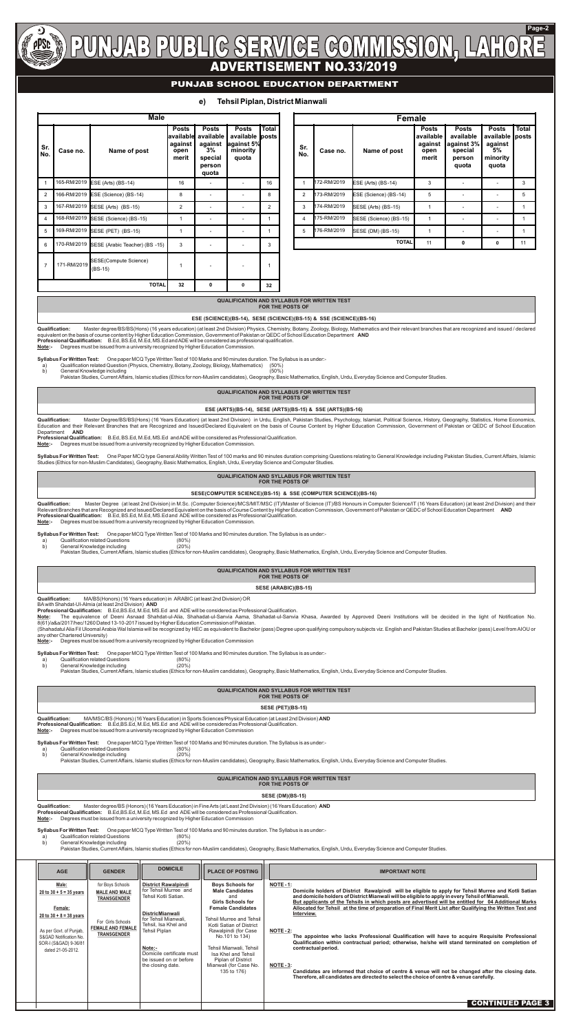# PUNJAB PUBLIC SERVICE COMMISSION, LAHORE

## ADVERTISEMENT NO.33/2019

### PUNJAB SCHOOL EDUCATION DEPARTMENT

### e) Tehsil Piplan, District Mianwali

**Male**

| Sr. No. | Case no. | Name of post | Posts available against open merit | Posts available against 3% special person quota | Posts available against 5% minority quota | Total posts |
|---|---|---|---|---|---|---|
| 1 | 165-RM/2019 | ESE (Arts) (BS-14) | 16 | - | - | 16 |
| 2 | 166-RM/2019 | ESE (Science) (BS-14) | 8 | - | - | 8 |
| 3 | 167-RM/2019 | SESE (Arts) (BS-15) | 2 | - | - | 2 |
| 4 | 168-RM/2019 | SESE (Science) (BS-15) | 1 | - | - | 1 |
| 5 | 169-RM/2019 | SESE (PET) (BS-15) | 1 | - | - | 1 |
| 6 | 170-RM/2019 | SESE (Arabic Teacher) (BS -15) | 3 | - | - | 3 |
| 7 | 171-RM/2019 | SESE(Compute Science) (BS-15) | 1 | - | - | 1 |
| | | **TOTAL** | 32 | 0 | 0 | 32 |

**Female**

| Sr. No. | Case no. | Name of post | Posts available against open merit | Posts available against 3% special person quota | Posts available against 5% minority quota | Total posts |
|---|---|---|---|---|---|---|
| 1 | 172-RM/2019 | ESE (Arts) (BS-14) | 3 | - | - | 3 |
| 2 | 173-RM/2019 | ESE (Science) (BS-14) | 5 | - | - | 5 |
| 3 | 174-RM/2019 | SESE (Arts) (BS-15) | 1 | - | - | 1 |
| 4 | 175-RM/2019 | SESE (Science) (BS-15) | 1 | - | - | 1 |
| 5 | 176-RM/2019 | SESE (DM) (BS-15) | 1 | - | - | 1 |
| | | **TOTAL** | 11 | 0 | 0 | 11 |

#### QUALIFICATION AND SYLLABUS FOR WRITTEN TEST FOR THE POSTS OF

#### ESE (SCIENCE)(BS-14), SESE (SCIENCE)(BS-15) & SESE (SCIENCE)(BS-16)

**Qualification:** Master degree/BS/BS(Hons) (16 years education) (at least 2nd Division) Physics, Chemistry, Botany, Zoology, Biology, Mathematics and their relevant branches that are recognized and issued / declared equivalent on the basis of course content by Higher Education Commission, Government of Pakistan or QEDC of School Education Department **AND**
**Professional Qualification:** B.Ed, BS.Ed, M.Ed, MS.Ed and ADE will be considered as professional qualification.
**Note:-** Degrees must be issued from a university recognized by Higher Education Commission.

**Syllabus For Written Test:** One paper MCQ Type Written Test of 100 Marks and 90 minutes duration. The Syllabus is as under:-
a) Qualification related Question (Physics, Chemistry, Botany, Zoology, Biology, Mathematics) (50%)
b) General Knowledge including (50%)
Pakistan Studies, Current Affairs, Islamic studies (Ethics for non-Muslim candidates), Geography, Basic Mathematics, English, Urdu, Everyday Science and Computer Studies.

#### QUALIFICATION AND SYLLABUS FOR WRITTEN TEST FOR THE POSTS OF

#### ESE (ARTS)(BS-14), SESE (ARTS)(BS-15) & SESE (ARTS)(BS-16)

**Qualification:** Master Degree/BS/BS(Hons) (16 Years Education) (at least 2nd Division) in Urdu, English, Pakistan Studies, Psychology, Islamiat, Political Science, History, Geography, Statistics, Home Economics, Education and their Relevant Branches that are Recognized and Issued/Declared Equivalent on the basis of Course Content by Higher Education Commission, Government of Pakistan or QEDC of School Education Department **AND**
**Professional Qualification:** B.Ed, BS.Ed, M.Ed, MS.Ed and ADE will be considered as Professional Qualification.
**Note:-** Degrees must be issued from a university recognized by Higher Education Commission.

**Syllabus For Written Test:** One Paper MCQ type General Ability Written Test of 100 marks and 90 minutes duration comprising Questions relating to General Knowledge including Pakistan Studies, Current Affairs, Islamic Studies (Ethics for non-Muslim Candidates), Geography, Basic Mathematics, English, Urdu, Everyday Science and Computer Studies.

#### QUALIFICATION AND SYLLABUS FOR WRITTEN TEST FOR THE POSTS OF

#### SESE(COMPUTER SCIENCE)(BS-15) & SESE (COMPUTER SCIENCE)(BS-16)

**Qualification:** Master Degree (at least 2nd Division) in M.Sc. (Computer Science)/MCS/MIT/MSC (IT)/Master of Science (IT)/BS Honours in Computer Science/IT (16 Years Education) (at least 2nd Division) and their Relevant Branches that are Recognized and Issued/Declared Equivalent on the basis of Course Content by Higher Education Commission, Government of Pakistan or QEDC of School Education Department **AND**
**Professional Qualification:** B.Ed, BS.Ed, M.Ed, MS.Ed and ADE will be considered as Professional Qualification.
**Note:-** Degrees must be issued from a university recognized by Higher Education Commission.

**Syllabus For Written Test:** One paper MCQ Type Written Test of 100 Marks and 90 minutes duration. The Syllabus is as under:-
a) Qualification related Questions (80%)
b) General Knowledge including (20%)
Pakistan Studies, Current Affairs, Islamic studies (Ethics for non-Muslim candidates), Geography, Basic Mathematics, English, Urdu, Everyday Science and Computer Studies.

#### QUALIFICATION AND SYLLABUS FOR WRITTEN TEST FOR THE POSTS OF

#### SESE (ARABIC)(BS-15)

**Qualification:** MA/BS(Honors) (16 Years education) in ARABIC (at least 2nd Division) OR
BA with Shahdat-Ul-Almia (at least 2nd Division) **AND**
**Professional Qualification:** B.Ed,BS.Ed, M.Ed, MS.Ed and ADE will be considered as Professional Qualification.
**Note:** The equivalence of Deeni Asnaad Shahdat-ul-Alia, Shahadat-ul-Sanvia Aama, Shahdat-ul-Sanvia Khasa, Awarded by Approved Deeni Institutions will be decided in the light of Notification No. 8(61)/a&a/2017/hec/1260 Dated 13-10-2017 issued by Higher Education Commission of Pakistan.
(Shahadatul Alia Fil Uloomal Arabia Wal Islamia will be recognized by HEC as equivalent to Bachelor (pass) Degree upon qualifying compulsory subjects viz. English and Pakistan Studies at Bachelor (pass) Level from AIOU or any other Chartered University)
**Note:-** Degrees must be issued from a university recognized by Higher Education Commission

**Syllabus For Written Test:** One paper MCQ Type Written Test of 100 Marks and 90 minutes duration. The Syllabus is as under:-
a) Qualification related Questions (80%)
b) General Knowledge including (20%)
Pakistan Studies, Current Affairs, Islamic studies (Ethics for non-Muslim candidates), Geography, Basic Mathematics, English, Urdu, Everyday Science and Computer Studies.

#### QUALIFICATION AND SYLLABUS FOR WRITTEN TEST FOR THE POSTS OF

#### SESE (PET)(BS-15)

**Qualification:** MA/MSC/BS (Honors) (16 Years Education) in Sports Sciences/Physical Education (at Least 2nd Division) **AND**
**Professional Qualification:** B.Ed,BS.Ed, M.Ed, MS.Ed and ADE will be considered as Professional Qualification.
**Note:-** Degrees must be issued from a university recognized by Higher Education Commission

**Syllabus For Written Test:** One paper MCQ Type Written Test of 100 Marks and 90 minutes duration. The Syllabus is as under:-
a) Qualification related Questions (80%)
b) General Knowledge including (20%)
Pakistan Studies, Current Affairs, Islamic studies (Ethics for non-Muslim candidates), Geography, Basic Mathematics, English, Urdu, Everyday Science and Computer Studies.

#### QUALIFICATION AND SYLLABUS FOR WRITTEN TEST FOR THE POSTS OF

#### SESE (DM)(BS-15)

**Qualification:** Master degree/BS (Honors) (16 Years Education) in Fine Arts (at Least 2nd Division) (16 Years Education) **AND**
**Professional Qualification:** B.Ed,BS.Ed, M.Ed, MS.Ed and ADE will be considered as Professional Qualification.
**Note:-** Degrees must be issued from a university recognized by Higher Education Commission

**Syllabus For Written Test:** One paper MCQ Type Written Test of 100 Marks and 90 minutes duration. The Syllabus is as under:-
a) Qualification related Questions (80%)
b) General Knowledge including (20%)
Pakistan Studies, Current Affairs, Islamic studies (Ethics for non-Muslim candidates), Geography, Basic Mathematics, English, Urdu, Everyday Science and Computer Studies.

| AGE | GENDER | DOMICILE | PLACE OF POSTING | IMPORTANT NOTE |
|---|---|---|---|---|
| **Male:** 20 to 30 + 5 = 35 years<br><br>**Female:** 20 to 30 + 8 = 38 years<br><br>As per Govt. of Punjab, S&GAD Notification No. SOR-I (S&GAD) 9-36/81 dated 21-05-2012. | for Boys Schools **MALE AND MALE TRANSGENDER**<br><br>For Girls Schools **FEMALE AND FEMALE TRANSGENDER** | **District Rawalpindi** for Tehsil Murree and Tehsil Kotli Satian.<br><br>**DistricMianwali** for Tehsil Mianwali, Tehsil, Isa Khel and Tehsil Piplan<br><br>**Note:-** Domicile certificate must be issued on or before the closing date. | **Boys Schools for Male Candidates** and **Girls Schools for Female Candidates**<br><br>Tehsil Murree and Tehsil Kotli Satian of District Rawalpindi (for Case No.101 to 134)<br><br>Tehsil Mianwali, Tehsil Isa Khel and Tehsil Piplan of District Mianwali (for Case No. 135 to 176) | **NOTE - 1:** Domicile holders of District Rawalpindi will be eligible to apply for Tehsil Murree and Kotli Satian and domicile holders of District Mianwali will be eligible to apply in every Tehsil of Mianwali. But applicants of the Tehsils in which posts are advertised will be entitled for 04 Additional Marks Allocated for Tehsil at the time of preparation of Final Merit List after Qualifying the Written Test and Interview.<br><br>**NOTE - 2:** The appointee who lacks Professional Qualification will have to acquire Requisite Professional Qualification within contractual period; otherwise, he/she will stand terminated on completion of contractual period.<br><br>**NOTE - 3:** Candidates are informed that choice of centre & venue will not be changed after the closing date. Therefore, all candidates are directed to select the choice of centre & venue carefully. |

**CONTINUED PAGE 3**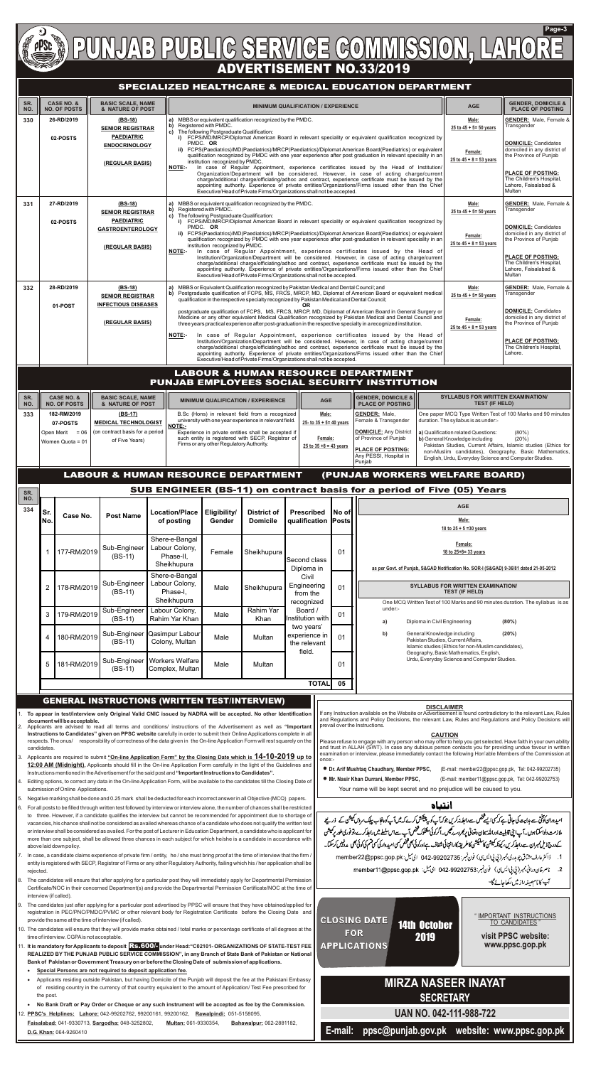# PUNJAB PUBLIC SERVICE COMMISSION, LAHORE

## ADVERTISEMENT NO.33/2019

### SPECIALIZED HEALTHCARE & MEDICAL EDUCATION DEPARTMENT

| SR. NO. | CASE NO. & NO. OF POSTS | BASIC SCALE, NAME & NATURE OF POST | MINIMUM QUALIFICATION / EXPERIENCE | AGE | GENDER, DOMICILE & PLACE OF POSTING |
|---|---|---|---|---|---|
| 330 | 26-RD/2019<br>02-POSTS | (BS-18)<br>SENIOR REGISTRAR<br>PAEDIATRIC<br>ENDOCRINOLOGY<br>(REGULAR BASIS) | a) MBBS or equivalent qualification recognized by the PMDC.<br>b) Registered with PMDC.<br>c) The following Postgraduate Qualification:<br>i) FCPS/MD/MRCP/Diplomat American Board in relevant speciality or equivalent qualification recognized by PMDC. OR<br>ii) FCPS(Paediatrics)/MD(Paediatrics)/MRCP(Paediatrics)/Diplomat American Board(Paediatrics) or equivalent qualification recognized by PMDC with one year experience after post graduation in relevant speciality in an institution recognized by PMDC.<br>NOTE:- In case of Regular Appointment, experience certificates issued by the Head of Institution/ Organization/Department will be considered. However, in case of acting charge/current charge/additional charge/officiating/adhoc and contract, experience certificate must be issued by the appointing authority. Experience of private entities/Organizations/Firms issued other than the Chief Executive/Head of Private Firms/Organizations shall not be accepted. | Male:<br>25 to 45 + 5= 50 years<br>Female:<br>25 to 45 + 8 = 53 years | GENDER: Male, Female & Transgender<br>DOMICILE: Candidates domiciled in any district of the Province of Punjab<br>PLACE OF POSTING: The Children's Hospital, Lahore, Faisalabad & Multan |
| 331 | 27-RD/2019<br>02-POSTS | (BS-18)<br>SENIOR REGISTRAR<br>PAEDIATRIC<br>GASTROENTEROLOGY<br>(REGULAR BASIS) | a) MBBS or equivalent qualification recognized by the PMDC.<br>b) Registered with PMDC.<br>c) The following Postgraduate Qualification:<br>i) FCPS/MD/MRCP/Diplomat American Board in relevant speciality or equivalent qualification recognized by PMDC. OR<br>ii) FCPS(Paediatrics)/MD(Paediatrics)/MRCP(Paediatrics)/Diplomat American Board(Paediatrics) or equivalent qualification recognized by PMDC with one year experience after post-graduation in relevant speciality in an institution recognized by PMDC.<br>NOTE:- In case of Regular Appointment, experience certificates issued by the Head of Institution/Organization/Department will be considered. However, in case of acting charge/current charge/additional charge/officiating/adhoc and contract, experience certificate must be issued by the appointing authority. Experience of private entities/Organizations/Firms issued other than the Chief Executive/Head of Private Firms/Organizations shall not be accepted. | Male:<br>25 to 45 + 5= 50 years<br>Female:<br>25 to 45 + 8 = 53 years | GENDER: Male, Female & Transgender<br>DOMICILE: Candidates domiciled in any district of the Province of Punjab<br>PLACE OF POSTING: The Children's Hospital, Lahore, Faisalabad & Multan |
| 332 | 28-RD/2019<br>01-POST | (BS-18)<br>SENIOR REGISTRAR<br>INFECTIOUS DISEASES<br>(REGULAR BASIS) | a) MBBS or Equivalent Qualification recognized by Pakistan Medical and Dental Council; and<br>b) Postgraduate qualification of FCPS, MS, FRCS, MRCP, MD, Diplomat of American Board or equivalent medical qualification in the respective speciality recognized by Pakistan Medical and Dental Council;<br>OR<br>postgraduate qualification of FCPS, MS, FRCS, MRCP, MD, Diplomat of American Board in General Surgery or Medicine or any other equivalent Medical Qualification recognized by Pakistan Medical and Dental Council and three years practical experience after post-graduation in the respective speciality in a recognized institution.<br>NOTE:- In case of Regular Appointment, experience certificates issued by the Head of Institution/Organization/Department will be considered. However, in case of acting charge/current charge/additional charge/officiating/adhoc and contract, experience certificate must be issued by the appointing authority. Experience of private entities/Organizations/Firms issued other than the Chief Executive/Head of Private Firms/Organizations shall not be accepted. | Male:<br>25 to 45 + 5= 50 years<br>Female:<br>25 to 45 + 8 = 53 years | GENDER: Male, Female & Transgender<br>DOMICILE: Candidates domiciled in any district of the Province of Punjab<br>PLACE OF POSTING: The Children's Hospital, Lahore. |

### LABOUR & HUMAN RESOURCE DEPARTMENT
### PUNJAB EMPLOYEES SOCIAL SECURITY INSTITUTION

| SR. NO. | CASE NO. & NO. OF POSTS | BASIC SCALE, NAME & NATURE OF POST | MINIMUM QUALIFICATION / EXPERIENCE | AGE | GENDER, DOMICILE & PLACE OF POSTING | SYLLABUS FOR WRITTEN EXAMINATION/ TEST (IF HELD) |
|---|---|---|---|---|---|---|
| 333 | 182-RM/2019<br>07-POSTS<br>Open Merit = 06<br>Women Quota = 01 | (BS-17)<br>MEDICAL TECHNOLOGIST<br>(on contract basis for a period of Five Years) | B.Sc (Hons) in relevant field from a recognized university with one year experience in relevant field.<br>NOTE:- Experience in private entities shall be accepted if such entity is registered with SECP, Registrar of Firms or any other Regulatory Authority. | Male:<br>25- to 35 + 5= 40 years<br>Female:<br>25 to 35 +8 = 43 years | GENDER: Male, Female & Transgender<br>DOMICILE: Any District of Province of Punjab<br>PLACE OF POSTING: Any PESSI, Hospital in Punjab | One paper MCQ Type Written Test of 100 Marks and 90 minutes duration. The syllabus is as under:-<br>a) Qualification related Questions: (80%)<br>b) General Knowledge including (20%) Pakistan Studies, Current Affairs, Islamic studies (Ethics for non-Muslim candidates), Geography, Basic Mathematics, English, Urdu, Everyday Science and Computer Studies. |

### LABOUR & HUMAN RESOURCE DEPARTMENT (PUNJAB WORKERS WELFARE BOARD)

#### SUB ENGINEER (BS-11) on contract basis for a period of Five (05) Years

SR. NO. 334

| Sr. No. | Case No. | Post Name | Location/Place of posting | Eligibility/ Gender | District of Domicile | Prescribed qualification | No of Posts |
|---|---|---|---|---|---|---|---|
| 1 | 177-RM/2019 | Sub-Engineer (BS-11) | Shere-e-Bangal Labour Colony, Phase-II, Sheikhupura | Female | Sheikhupura | Second class Diploma in Civil Engineering from the recognized Board / Institution with two years' experience in the relevant field. | 01 |
| 2 | 178-RM/2019 | Sub-Engineer (BS-11) | Shere-e-Bangal Labour Colony, Phase-I, Sheikhupura | Male | Sheikhupura | | 01 |
| 3 | 179-RM/2019 | Sub-Engineer (BS-11) | Labour Colony, Rahim Yar Khan | Male | Rahim Yar Khan | | 01 |
| 4 | 180-RM/2019 | Sub-Engineer (BS-11) | Qasimpur Labour Colony, Multan | Male | Multan | | 01 |
| 5 | 181-RM/2019 | Sub-Engineer (BS-11) | Workers Welfare Complex, Multan | Male | Multan | | 01 |
| | | | | | | **TOTAL** | **05** |

**AGE**

Male:
18 to 25 + 5 =30 years

Female:
18 to 25+8= 33 years

as per Govt. of Punjab, S&GAD Notification No. SOR-I (S&GAD) 9-36/81 dated 21-05-2012

**SYLLABUS FOR WRITTEN EXAMINATION/ TEST (IF HELD)**

One MCQ Written Test of 100 Marks and 90 minutes duration. The syllabus is as under:-

a) Diploma in Civil Engineering (80%)

b) General Knowledge including (20%) Pakistan Studies, Current Affairs, Islamic studies (Ethics for non-Muslim candidates), Geography, Basic Mathematics, English, Urdu, Everyday Science and Computer Studies.

### GENERAL INSTRUCTIONS (WRITTEN TEST/INTERVIEW)

1. **To appear in test/interview only Original Valid CNIC issued by NADRA will be accepted. No other Identification document will be acceptable.**
2. Applicants are advised to read all terms and conditions/ instructions of the Advertisement as well as **"Important Instructions to Candidates"** given on PPSC website carefully in order to submit their Online Applications complete in all respects. The onus/ responsibility of correctness of the data given in the On-line Application Form will rest squarely on the candidates.
3. Applicants are required to submit **"On-line Application Form"** by the Closing Date which is **14-10-2019 up to 12:00 AM (Midnight).** Applicants should fill in the On-line Application Form carefully in the light of the Guidelines and Instructions mentioned in the Advertisement for the said post and **"Important Instructions to Candidates".**
4. Editing options, to correct any data in the On-line Application Form, will be available to the candidates till the Closing Date of submission of Online Applications.
5. Negative marking shall be done and 0.25 mark shall be deducted for each incorrect answer in all Objective (MCQ) papers.
6. For all posts to be filled through written test followed by interview or interview alone, the number of chances shall be restricted to three. However, if a candidate qualifies the interview but cannot be recommended for appointment due to shortage of vacancies, his chance shall not be considered as availed whereas chance of a candidate who does not qualify the written test or interview shall be considered as availed. For the post of Lecturer in Education Department, a candidate who is applicant for more than one subject, shall be allowed three chances in each subject for which he/she is a candidate in accordance with above laid down policy.
7. In case, a candidate claims experience of private firm / entity, he / she must bring proof at the time of interview that the firm / entity is registered with SECP, Registrar of Firms or any other Regulatory Authority, failing which his / her application shall be rejected.
8. The candidates will ensure that after applying for a particular post they will immediately apply for Departmental Permission Certificate/NOC in their concerned Department(s) and provide the Departmental Permission Certificate/NOC at the time of interview (if called).
9. The candidates just after applying for a particular post advertised by PPSC will ensure that they have obtained/applied for registration in PEC/PNC/PMDC/PVMC or other relevant body for Registration Certificate before the Closing Date and provide the same at the time of interview (if called).
10. The candidates will ensure that they will provide marks obtained / total marks or percentage certificate of all degrees at the time of interview. CGPA is not acceptable.
11. **It is mandatory for Applicants to deposit Rs.600/- under Head:"C02101- ORGANIZATIONS OF STATE-TEST FEE REALIZED BY THE PUNJAB PUBLIC SERVICE COMMISSION", in any Branch of State Bank of Pakistan or National Bank of Pakistan or Government Treasury on or before the Closing Date of submission of applications.**
    - **Special Persons are not required to deposit application fee.**
    - Applicants residing outside Pakistan, but having Domicile of the Punjab will deposit the fee at the Pakistani Embassy of residing country in the currency of that country equivalent to the amount of Application/ Test Fee prescribed for the post.
    - **No Bank Draft or Pay Order or Cheque or any such instrument will be accepted as fee by the Commission.**
12. **PPSC's Helplines: Lahore:** 042-99202762, 99200161, 99200162, **Rawalpindi:** 051-5158095, **Faisalabad:** 041-9330713, **Sargodha:** 048-3252802, **Multan:** 061-9330354, **Bahawalpur:** 062-2881182, **D.G. Khan:** 064-9260410

**DISCLAIMER**

If any Instruction available on the Website or Advertisement is found contradictory to the relevant Law, Rules and Regulations and Policy Decisions, the relevant Law, Rules and Regulations and Policy Decisions will prevail over the Instructions.

**CAUTION**

Please refuse to engage with any person who may offer to help you get selected. Have faith in your own ability and trust in ALLAH (SWT). In case any dubious person contacts you for providing undue favour in written examination or interview, please immediately contact the following Hon'able Members of the Commission at once:-

- **Dr. Arif Mushtaq Chaudhary, Member PPSC,** (E-mail: member22@ppsc.gop.pk, Tel: 042-99202735)
- **Mr. Nasir Khan Durrani, Member PPSC,** (E-mail: member11@ppsc.gop.pk, Tel: 042-99202753)

Your name will be kept secret and no prejudice will be caused to you.

**انتباہ**

امیدواران کو سختی سے ہدایت کی جاتی ہے کہ کسی ایسے شخص سے رابطہ نہ کریں جو کہ آپ کو پیشکش کرے کہ میں آپ کو پنجاب پبلک سروس کمیشن کے ذریعے ملازمت دلوا سکتا ہوں۔ آپ اپنی قابلیت اور اللہ سبحان وتعالیٰ پر بھروسہ رکھیں۔ اگر کوئی مشکوک شخص آپ سے اس سلسلے میں رابطہ کرے تو فوری طور پر کمیشن کے درج ذیل ممبران سے رابطہ کریں، کیونکہ کمیشن کا سلیکشن کا طریقہ کار انتہائی شفاف ہے اور کوئی بھی شخص کسی امیدوار کی کسی قسم کی کوئی بھی مدد نہیں کرسکتا۔

1. ڈاکٹر عارف مشتاق چوہدری، ممبر (پی پی ایس سی) فون نمبر: 042-99202735 ای میل: member22@ppsc.gop.pk
2. ناصر خان درانی، ممبر (پی پی ایس سی) فون نمبر: 042-99202753 ای میل: member11@ppsc.gop.pk

آپ کا نام صیغہ راز میں رکھا جائے گا۔

**CLOSING DATE FOR APPLICATIONS: 14th October 2019**

**" IMPORTANT INSTRUCTIONS TO CANDIDATES "**

**visit PPSC website: www.ppsc.gop.pk**

**MIRZA NASEER INAYAT**
**SECRETARY**

**UAN NO. 042-111-988-722**

**E-mail: ppsc@punjab.gov.pk website: www.ppsc.gop.pk**